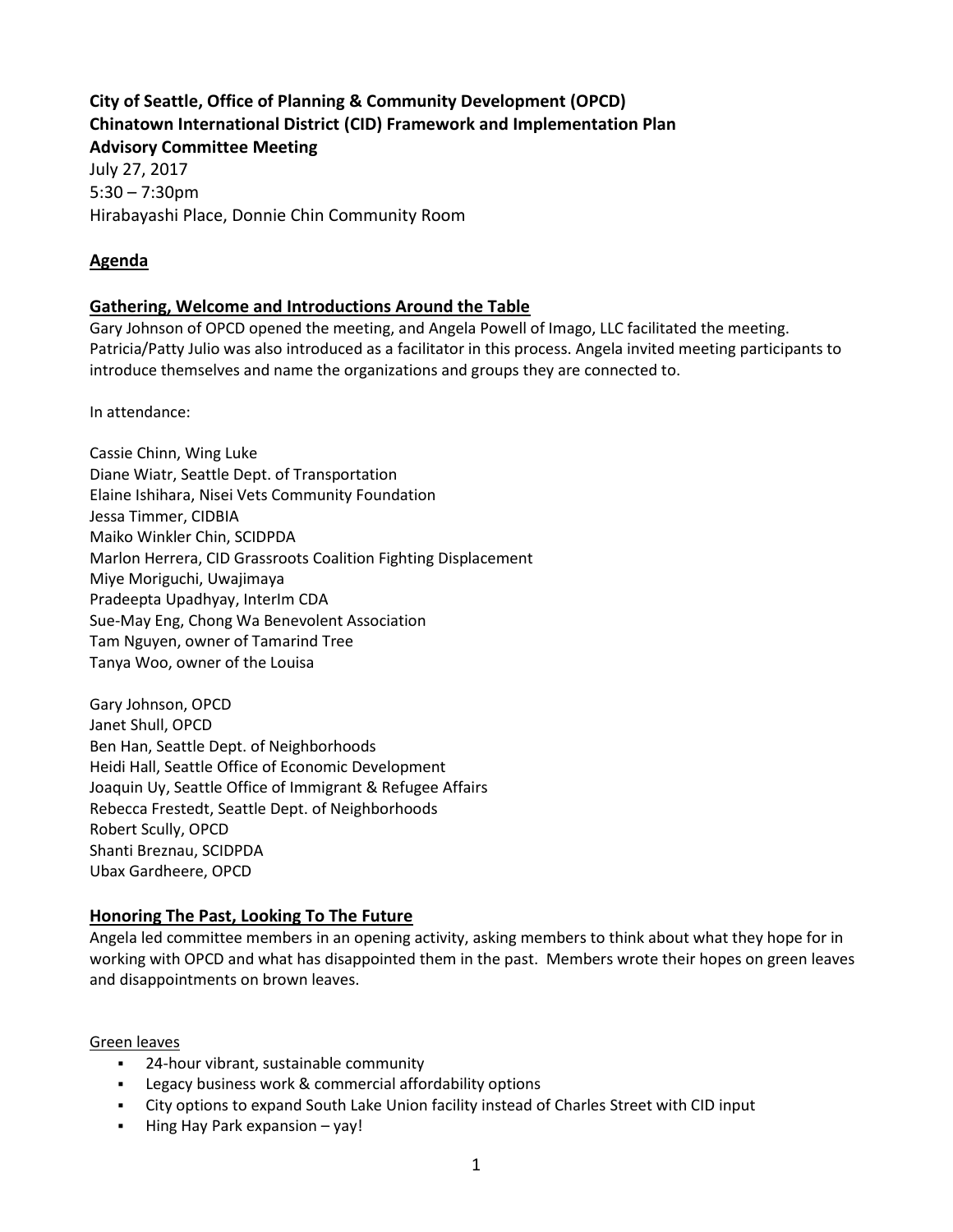**City of Seattle, Office of Planning & Community Development (OPCD)**
**Chinatown International District (CID) Framework and Implementation Plan**
**Advisory Committee Meeting**

July 27, 2017
5:30 – 7:30pm
Hirabayashi Place, Donnie Chin Community Room

## Agenda

### Gathering, Welcome and Introductions Around the Table

Gary Johnson of OPCD opened the meeting, and Angela Powell of Imago, LLC facilitated the meeting. Patricia/Patty Julio was also introduced as a facilitator in this process. Angela invited meeting participants to introduce themselves and name the organizations and groups they are connected to.

In attendance:

Cassie Chinn, Wing Luke
Diane Wiatr, Seattle Dept. of Transportation
Elaine Ishihara, Nisei Vets Community Foundation
Jessa Timmer, CIDBIA
Maiko Winkler Chin, SCIDPDA
Marlon Herrera, CID Grassroots Coalition Fighting Displacement
Miye Moriguchi, Uwajimaya
Pradeepta Upadhyay, InterIm CDA
Sue-May Eng, Chong Wa Benevolent Association
Tam Nguyen, owner of Tamarind Tree
Tanya Woo, owner of the Louisa

Gary Johnson, OPCD
Janet Shull, OPCD
Ben Han, Seattle Dept. of Neighborhoods
Heidi Hall, Seattle Office of Economic Development
Joaquin Uy, Seattle Office of Immigrant & Refugee Affairs
Rebecca Frestedt, Seattle Dept. of Neighborhoods
Robert Scully, OPCD
Shanti Breznau, SCIDPDA
Ubax Gardheere, OPCD

### Honoring The Past, Looking To The Future

Angela led committee members in an opening activity, asking members to think about what they hope for in working with OPCD and what has disappointed them in the past. Members wrote their hopes on green leaves and disappointments on brown leaves.

Green leaves

- 24-hour vibrant, sustainable community
- Legacy business work & commercial affordability options
- City options to expand South Lake Union facility instead of Charles Street with CID input
- Hing Hay Park expansion – yay!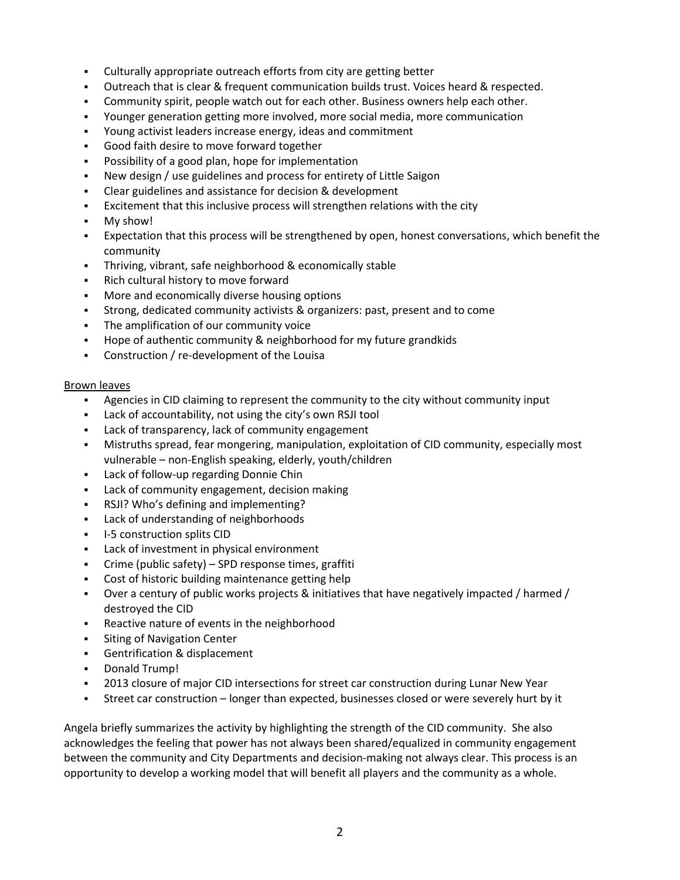- Culturally appropriate outreach efforts from city are getting better
- Outreach that is clear & frequent communication builds trust. Voices heard & respected.
- Community spirit, people watch out for each other. Business owners help each other.
- Younger generation getting more involved, more social media, more communication
- Young activist leaders increase energy, ideas and commitment
- Good faith desire to move forward together
- Possibility of a good plan, hope for implementation
- New design / use guidelines and process for entirety of Little Saigon
- Clear guidelines and assistance for decision & development
- Excitement that this inclusive process will strengthen relations with the city
- My show!
- Expectation that this process will be strengthened by open, honest conversations, which benefit the community
- Thriving, vibrant, safe neighborhood & economically stable
- Rich cultural history to move forward
- More and economically diverse housing options
- Strong, dedicated community activists & organizers: past, present and to come
- The amplification of our community voice
- Hope of authentic community & neighborhood for my future grandkids
- Construction / re-development of the Louisa

<u>Brown leaves</u>

- Agencies in CID claiming to represent the community to the city without community input
- Lack of accountability, not using the city's own RSJI tool
- Lack of transparency, lack of community engagement
- Mistruths spread, fear mongering, manipulation, exploitation of CID community, especially most vulnerable – non-English speaking, elderly, youth/children
- Lack of follow-up regarding Donnie Chin
- Lack of community engagement, decision making
- RSJI? Who's defining and implementing?
- Lack of understanding of neighborhoods
- I-5 construction splits CID
- Lack of investment in physical environment
- Crime (public safety) – SPD response times, graffiti
- Cost of historic building maintenance getting help
- Over a century of public works projects & initiatives that have negatively impacted / harmed / destroyed the CID
- Reactive nature of events in the neighborhood
- Siting of Navigation Center
- Gentrification & displacement
- Donald Trump!
- 2013 closure of major CID intersections for street car construction during Lunar New Year
- Street car construction – longer than expected, businesses closed or were severely hurt by it

Angela briefly summarizes the activity by highlighting the strength of the CID community. She also acknowledges the feeling that power has not always been shared/equalized in community engagement between the community and City Departments and decision-making not always clear. This process is an opportunity to develop a working model that will benefit all players and the community as a whole.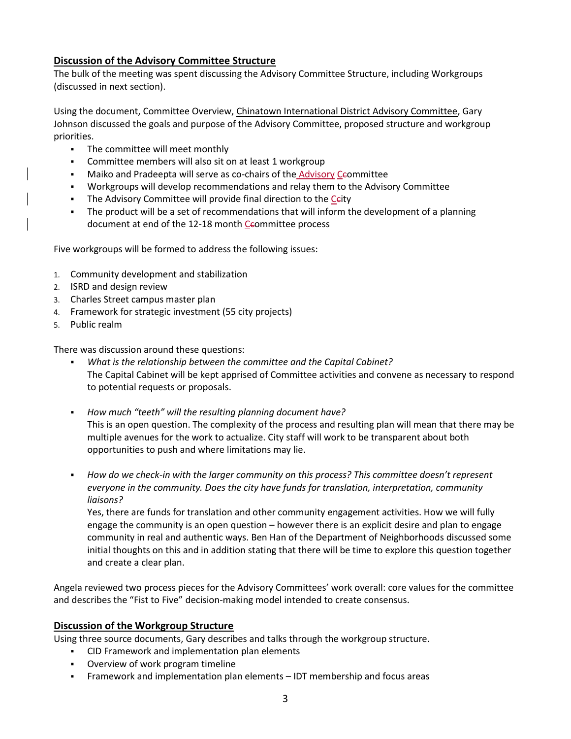## **Discussion of the Advisory Committee Structure**

The bulk of the meeting was spent discussing the Advisory Committee Structure, including Workgroups (discussed in next section).

Using the document, Committee Overview, Chinatown International District Advisory Committee, Gary Johnson discussed the goals and purpose of the Advisory Committee, proposed structure and workgroup priorities.

- The committee will meet monthly
- Committee members will also sit on at least 1 workgroup
- Maiko and Pradeepta will serve as co-chairs of the Advisory Committee
- Workgroups will develop recommendations and relay them to the Advisory Committee
- The Advisory Committee will provide final direction to the City
- The product will be a set of recommendations that will inform the development of a planning document at end of the 12-18 month Committee process

Five workgroups will be formed to address the following issues:

1. Community development and stabilization
2. ISRD and design review
3. Charles Street campus master plan
4. Framework for strategic investment (55 city projects)
5. Public realm

There was discussion around these questions:

- *What is the relationship between the committee and the Capital Cabinet?*
  The Capital Cabinet will be kept apprised of Committee activities and convene as necessary to respond to potential requests or proposals.

- *How much "teeth" will the resulting planning document have?*
  This is an open question. The complexity of the process and resulting plan will mean that there may be multiple avenues for the work to actualize. City staff will work to be transparent about both opportunities to push and where limitations may lie.

- *How do we check-in with the larger community on this process? This committee doesn't represent everyone in the community. Does the city have funds for translation, interpretation, community liaisons?*
  Yes, there are funds for translation and other community engagement activities. How we will fully engage the community is an open question – however there is an explicit desire and plan to engage community in real and authentic ways. Ben Han of the Department of Neighborhoods discussed some initial thoughts on this and in addition stating that there will be time to explore this question together and create a clear plan.

Angela reviewed two process pieces for the Advisory Committees' work overall: core values for the committee and describes the "Fist to Five" decision-making model intended to create consensus.

## **Discussion of the Workgroup Structure**

Using three source documents, Gary describes and talks through the workgroup structure.

- CID Framework and implementation plan elements
- Overview of work program timeline
- Framework and implementation plan elements – IDT membership and focus areas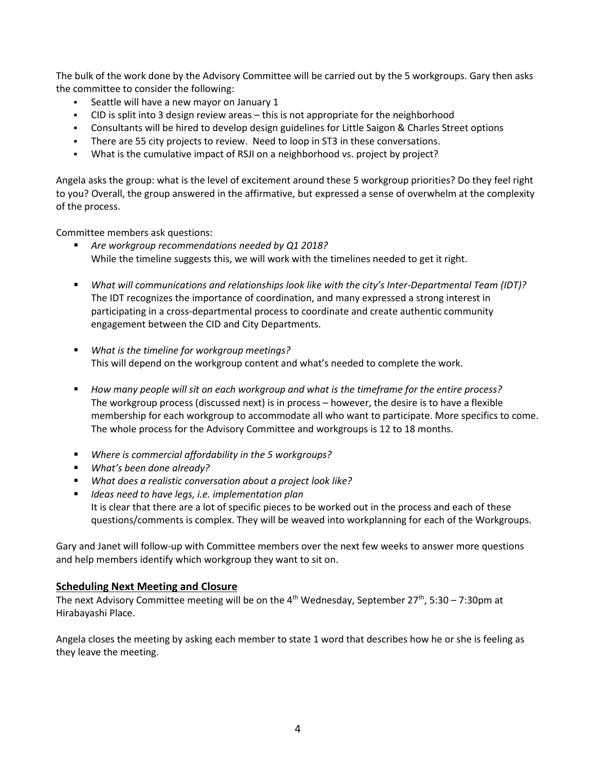The bulk of the work done by the Advisory Committee will be carried out by the 5 workgroups. Gary then asks the committee to consider the following:

- Seattle will have a new mayor on January 1
- CID is split into 3 design review areas – this is not appropriate for the neighborhood
- Consultants will be hired to develop design guidelines for Little Saigon & Charles Street options
- There are 55 city projects to review. Need to loop in ST3 in these conversations.
- What is the cumulative impact of RSJI on a neighborhood vs. project by project?

Angela asks the group: what is the level of excitement around these 5 workgroup priorities? Do they feel right to you? Overall, the group answered in the affirmative, but expressed a sense of overwhelm at the complexity of the process.

Committee members ask questions:

- *Are workgroup recommendations needed by Q1 2018?*
  While the timeline suggests this, we will work with the timelines needed to get it right.

- *What will communications and relationships look like with the city's Inter-Departmental Team (IDT)?*
  The IDT recognizes the importance of coordination, and many expressed a strong interest in participating in a cross-departmental process to coordinate and create authentic community engagement between the CID and City Departments.

- *What is the timeline for workgroup meetings?*
  This will depend on the workgroup content and what's needed to complete the work.

- *How many people will sit on each workgroup and what is the timeframe for the entire process?*
  The workgroup process (discussed next) is in process – however, the desire is to have a flexible membership for each workgroup to accommodate all who want to participate. More specifics to come. The whole process for the Advisory Committee and workgroups is 12 to 18 months.

- *Where is commercial affordability in the 5 workgroups?*
- *What's been done already?*
- *What does a realistic conversation about a project look like?*
- *Ideas need to have legs, i.e. implementation plan*
  It is clear that there are a lot of specific pieces to be worked out in the process and each of these questions/comments is complex. They will be weaved into workplanning for each of the Workgroups.

Gary and Janet will follow-up with Committee members over the next few weeks to answer more questions and help members identify which workgroup they want to sit on.

## Scheduling Next Meeting and Closure

The next Advisory Committee meeting will be on the 4th Wednesday, September 27th, 5:30 – 7:30pm at Hirabayashi Place.

Angela closes the meeting by asking each member to state 1 word that describes how he or she is feeling as they leave the meeting.